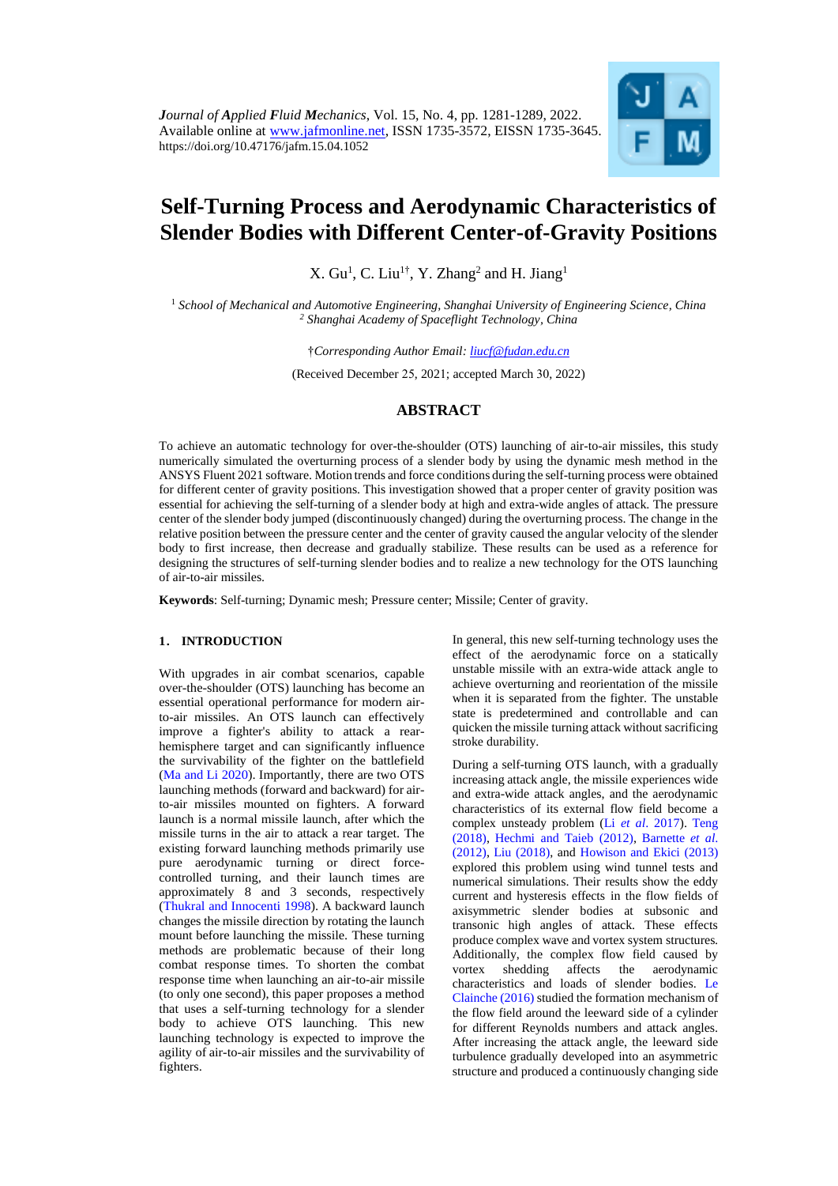*Journal of Applied Fluid Mechanics*, Vol. 15, No. 4, pp. 1281-1289, 2022.
Available online at www.jafmonline.net, ISSN 1735-3572, EISSN 1735-3645.
https://doi.org/10.47176/jafm.15.04.1052

# Self-Turning Process and Aerodynamic Characteristics of Slender Bodies with Different Center-of-Gravity Positions

X. Gu[1], C. Liu[1†], Y. Zhang[2] and H. Jiang[1]

[1] *School of Mechanical and Automotive Engineering, Shanghai University of Engineering Science, China*
[2] *Shanghai Academy of Spaceflight Technology, China*

†*Corresponding Author Email: liucf@fudan.edu.cn*

(Received December 25, 2021; accepted March 30, 2022)

## ABSTRACT

To achieve an automatic technology for over-the-shoulder (OTS) launching of air-to-air missiles, this study numerically simulated the overturning process of a slender body by using the dynamic mesh method in the ANSYS Fluent 2021 software. Motion trends and force conditions during the self-turning process were obtained for different center of gravity positions. This investigation showed that a proper center of gravity position was essential for achieving the self-turning of a slender body at high and extra-wide angles of attack. The pressure center of the slender body jumped (discontinuously changed) during the overturning process. The change in the relative position between the pressure center and the center of gravity caused the angular velocity of the slender body to first increase, then decrease and gradually stabilize. These results can be used as a reference for designing the structures of self-turning slender bodies and to realize a new technology for the OTS launching of air-to-air missiles.

**Keywords**: Self-turning; Dynamic mesh; Pressure center; Missile; Center of gravity.

## 1. INTRODUCTION

With upgrades in air combat scenarios, capable over-the-shoulder (OTS) launching has become an essential operational performance for modern air-to-air missiles. An OTS launch can effectively improve a fighter's ability to attack a rear-hemisphere target and can significantly influence the survivability of the fighter on the battlefield (Ma and Li 2020). Importantly, there are two OTS launching methods (forward and backward) for air-to-air missiles mounted on fighters. A forward launch is a normal missile launch, after which the missile turns in the air to attack a rear target. The existing forward launching methods primarily use pure aerodynamic turning or direct force-controlled turning, and their launch times are approximately 8 and 3 seconds, respectively (Thukral and Innocenti 1998). A backward launch changes the missile direction by rotating the launch mount before launching the missile. These turning methods are problematic because of their long combat response times. To shorten the combat response time when launching an air-to-air missile (to only one second), this paper proposes a method that uses a self-turning technology for a slender body to achieve OTS launching. This new launching technology is expected to improve the agility of air-to-air missiles and the survivability of fighters.

In general, this new self-turning technology uses the effect of the aerodynamic force on a statically unstable missile with an extra-wide attack angle to achieve overturning and reorientation of the missile when it is separated from the fighter. The unstable state is predetermined and controllable and can quicken the missile turning attack without sacrificing stroke durability.

During a self-turning OTS launch, with a gradually increasing attack angle, the missile experiences wide and extra-wide attack angles, and the aerodynamic characteristics of its external flow field become a complex unsteady problem (Li *et al*. 2017). Teng (2018), Hechmi and Taieb (2012), Barnette *et al.* (2012), Liu (2018), and Howison and Ekici (2013) explored this problem using wind tunnel tests and numerical simulations. Their results show the eddy current and hysteresis effects in the flow fields of axisymmetric slender bodies at subsonic and transonic high angles of attack. These effects produce complex wave and vortex system structures. Additionally, the complex flow field caused by vortex shedding affects the aerodynamic characteristics and loads of slender bodies. Le Clainche (2016) studied the formation mechanism of the flow field around the leeward side of a cylinder for different Reynolds numbers and attack angles. After increasing the attack angle, the leeward side turbulence gradually developed into an asymmetric structure and produced a continuously changing side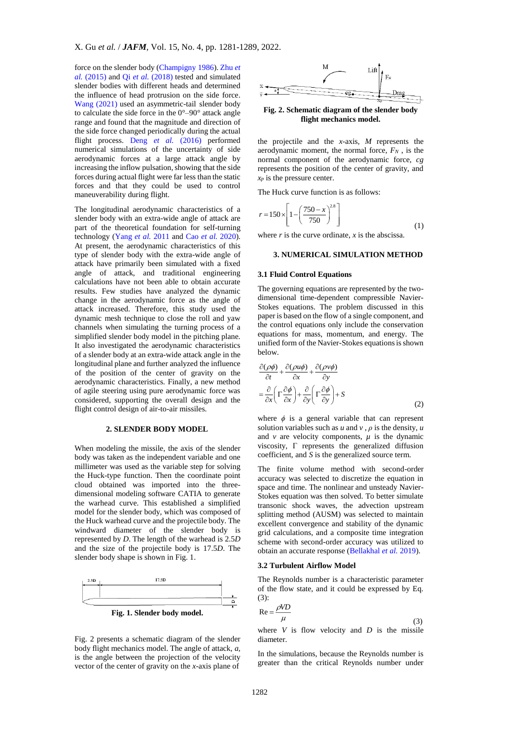force on the slender body (Champigny 1986). Zhu *et al.* (2015) and Qi *et al.* (2018) tested and simulated slender bodies with different heads and determined the influence of head protrusion on the side force. Wang (2021) used an asymmetric-tail slender body to calculate the side force in the 0°–90° attack angle range and found that the magnitude and direction of the side force changed periodically during the actual flight process. Deng *et al.* (2016) performed numerical simulations of the uncertainty of side aerodynamic forces at a large attack angle by increasing the inflow pulsation, showing that the side forces during actual flight were far less than the static forces and that they could be used to control maneuverability during flight.

The longitudinal aerodynamic characteristics of a slender body with an extra-wide angle of attack are part of the theoretical foundation for self-turning technology (Yang *et al.* 2011 and Cao *et al.* 2020). At present, the aerodynamic characteristics of this type of slender body with the extra-wide angle of attack have primarily been simulated with a fixed angle of attack, and traditional engineering calculations have not been able to obtain accurate results. Few studies have analyzed the dynamic change in the aerodynamic force as the angle of attack increased. Therefore, this study used the dynamic mesh technique to close the roll and yaw channels when simulating the turning process of a simplified slender body model in the pitching plane. It also investigated the aerodynamic characteristics of a slender body at an extra-wide attack angle in the longitudinal plane and further analyzed the influence of the position of the center of gravity on the aerodynamic characteristics. Finally, a new method of agile steering using pure aerodynamic force was considered, supporting the overall design and the flight control design of air-to-air missiles.

## 2. SLENDER BODY MODEL

When modeling the missile, the axis of the slender body was taken as the independent variable and one millimeter was used as the variable step for solving the Huck-type function. Then the coordinate point cloud obtained was imported into the three-dimensional modeling software CATIA to generate the warhead curve. This established a simplified model for the slender body, which was composed of the Huck warhead curve and the projectile body. The windward diameter of the slender body is represented by *D*. The length of the warhead is 2.5*D* and the size of the projectile body is 17.5*D*. The slender body shape is shown in Fig. 1.

**Fig. 1. Slender body model.**

Fig. 2 presents a schematic diagram of the slender body flight mechanics model. The angle of attack, *a*, is the angle between the projection of the velocity vector of the center of gravity on the *x*-axis plane of the projectile and the *x*-axis, *M* represents the aerodynamic moment, the normal force, $F_N$ , is the normal component of the aerodynamic force, *cg* represents the position of the center of gravity, and $x_P$ is the pressure center.

**Fig. 2. Schematic diagram of the slender body flight mechanics model.**

The Huck curve function is as follows:

$$r = 150 \times \left[ 1 - \left( \frac{750 - x}{750} \right)^{2.8} \right] \tag{1}$$

where *r* is the curve ordinate, *x* is the abscissa.

## 3. NUMERICAL SIMULATION METHOD

### 3.1 Fluid Control Equations

The governing equations are represented by the two-dimensional time-dependent compressible Navier-Stokes equations. The problem discussed in this paper is based on the flow of a single component, and the control equations only include the conservation equations for mass, momentum, and energy. The unified form of the Navier-Stokes equations is shown below.

$$\frac{\partial(\rho\phi)}{\partial t} + \frac{\partial(\rho u\phi)}{\partial x} + \frac{\partial(\rho v\phi)}{\partial y} = \frac{\partial}{\partial x}\left( \Gamma \frac{\partial \phi}{\partial x} \right) + \frac{\partial}{\partial y}\left( \Gamma \frac{\partial \phi}{\partial y} \right) + S \tag{2}$$

where $\phi$ is a general variable that can represent solution variables such as $u$ and $v$ , $\rho$ is the density, $u$ and $v$ are velocity components, $\mu$ is the dynamic viscosity, $\Gamma$ represents the generalized diffusion coefficient, and $S$ is the generalized source term.

The finite volume method with second-order accuracy was selected to discretize the equation in space and time. The nonlinear and unsteady Navier-Stokes equation was then solved. To better simulate transonic shock waves, the advection upstream splitting method (AUSM) was selected to maintain excellent convergence and stability of the dynamic grid calculations, and a composite time integration scheme with second-order accuracy was utilized to obtain an accurate response (Bellakhal *et al.* 2019).

### 3.2 Turbulent Airflow Model

The Reynolds number is a characteristic parameter of the flow state, and it could be expressed by Eq. (3):

$$\text{Re} = \frac{\rho VD}{\mu} \tag{3}$$

where $V$ is flow velocity and $D$ is the missile diameter.

In the simulations, because the Reynolds number is greater than the critical Reynolds number under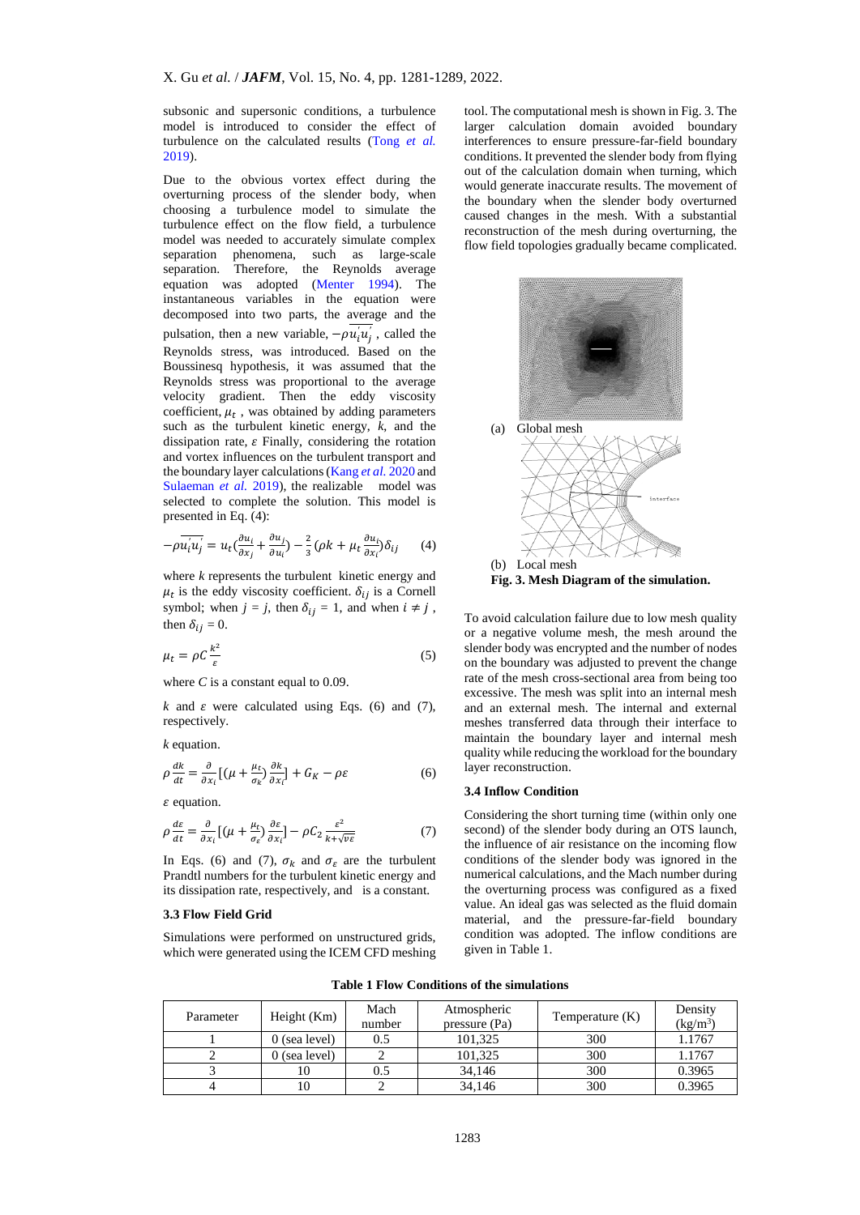subsonic and supersonic conditions, a turbulence model is introduced to consider the effect of turbulence on the calculated results (Tong *et al.* 2019).

Due to the obvious vortex effect during the overturning process of the slender body, when choosing a turbulence model to simulate the turbulence effect on the flow field, a turbulence model was needed to accurately simulate complex separation phenomena, such as large-scale separation. Therefore, the Reynolds average equation was adopted (Menter 1994). The instantaneous variables in the equation were decomposed into two parts, the average and the pulsation, then a new variable, $-\rho\overline{u_i^{'}u_j^{'}}$, called the Reynolds stress, was introduced. Based on the Boussinesq hypothesis, it was assumed that the Reynolds stress was proportional to the average velocity gradient. Then the eddy viscosity coefficient, $\mu_t$, was obtained by adding parameters such as the turbulent kinetic energy, $k$, and the dissipation rate, $\varepsilon$ Finally, considering the rotation and vortex influences on the turbulent transport and the boundary layer calculations (Kang *et al.* 2020 and Sulaeman *et al.* 2019), the realizable model was selected to complete the solution. This model is presented in Eq. (4):

$$-\rho\overline{u_i^{'}u_j^{'}} = u_t\left(\frac{\partial u_i}{\partial x_j} + \frac{\partial u_j}{\partial u_i}\right) - \frac{2}{3}\left(\rho k + \mu_t \frac{\partial u_i}{\partial x_i}\right)\delta_{ij} \qquad (4)$$

where $k$ represents the turbulent kinetic energy and $\mu_t$ is the eddy viscosity coefficient. $\delta_{ij}$ is a Cornell symbol; when $j = j$, then $\delta_{ij} = 1$, and when $i \neq j$, then $\delta_{ij} = 0$.

$$\mu_t = \rho C \frac{k^2}{\varepsilon} \qquad (5)$$

where $C$ is a constant equal to 0.09.

$k$ and $\varepsilon$ were calculated using Eqs. (6) and (7), respectively.

$k$ equation.

$$\rho\frac{dk}{dt} = \frac{\partial}{\partial x_i}\left[\left(\mu + \frac{\mu_t}{\sigma_k}\right)\frac{\partial k}{\partial x_i}\right] + G_K - \rho\varepsilon \qquad (6)$$

$\varepsilon$ equation.

$$\rho\frac{d\varepsilon}{dt} = \frac{\partial}{\partial x_i}\left[\left(\mu + \frac{\mu_t}{\sigma_\varepsilon}\right)\frac{\partial \varepsilon}{\partial x_i}\right] - \rho C_2 \frac{\varepsilon^2}{k + \sqrt{v\varepsilon}} \qquad (7)$$

In Eqs. (6) and (7), $\sigma_k$ and $\sigma_\varepsilon$ are the turbulent Prandtl numbers for the turbulent kinetic energy and its dissipation rate, respectively, and is a constant.

### 3.3 Flow Field Grid

Simulations were performed on unstructured grids, which were generated using the ICEM CFD meshing tool. The computational mesh is shown in Fig. 3. The larger calculation domain avoided boundary interferences to ensure pressure-far-field boundary conditions. It prevented the slender body from flying out of the calculation domain when turning, which would generate inaccurate results. The movement of the boundary when the slender body overturned caused changes in the mesh. With a substantial reconstruction of the mesh during overturning, the flow field topologies gradually became complicated.

(a) Global mesh

(b) Local mesh

**Fig. 3. Mesh Diagram of the simulation.**

To avoid calculation failure due to low mesh quality or a negative volume mesh, the mesh around the slender body was encrypted and the number of nodes on the boundary was adjusted to prevent the change rate of the mesh cross-sectional area from being too excessive. The mesh was split into an internal mesh and an external mesh. The internal and external meshes transferred data through their interface to maintain the boundary layer and internal mesh quality while reducing the workload for the boundary layer reconstruction.

### 3.4 Inflow Condition

Considering the short turning time (within only one second) of the slender body during an OTS launch, the influence of air resistance on the incoming flow conditions of the slender body was ignored in the numerical calculations, and the Mach number during the overturning process was configured as a fixed value. An ideal gas was selected as the fluid domain material, and the pressure-far-field boundary condition was adopted. The inflow conditions are given in Table 1.

**Table 1 Flow Conditions of the simulations**

| Parameter | Height (Km) | Mach number | Atmospheric pressure (Pa) | Temperature (K) | Density (kg/m$^3$) |
|---|---|---|---|---|---|
| 1 | 0 (sea level) | 0.5 | 101,325 | 300 | 1.1767 |
| 2 | 0 (sea level) | 2 | 101,325 | 300 | 1.1767 |
| 3 | 10 | 0.5 | 34,146 | 300 | 0.3965 |
| 4 | 10 | 2 | 34,146 | 300 | 0.3965 |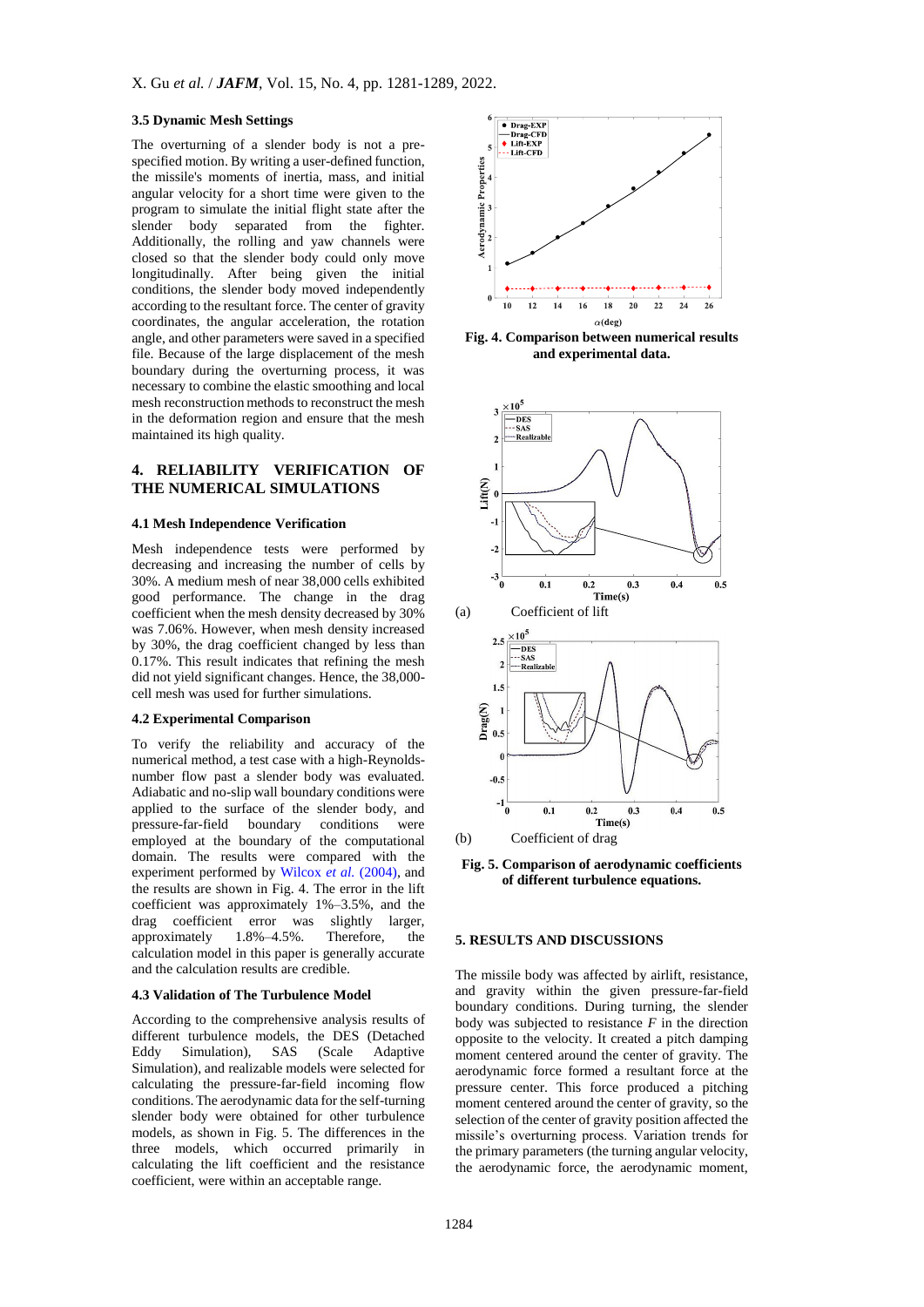### 3.5 Dynamic Mesh Settings

The overturning of a slender body is not a pre-specified motion. By writing a user-defined function, the missile's moments of inertia, mass, and initial angular velocity for a short time were given to the program to simulate the initial flight state after the slender body separated from the fighter. Additionally, the rolling and yaw channels were closed so that the slender body could only move longitudinally. After being given the initial conditions, the slender body moved independently according to the resultant force. The center of gravity coordinates, the angular acceleration, the rotation angle, and other parameters were saved in a specified file. Because of the large displacement of the mesh boundary during the overturning process, it was necessary to combine the elastic smoothing and local mesh reconstruction methods to reconstruct the mesh in the deformation region and ensure that the mesh maintained its high quality.

## 4. RELIABILITY VERIFICATION OF THE NUMERICAL SIMULATIONS

### 4.1 Mesh Independence Verification

Mesh independence tests were performed by decreasing and increasing the number of cells by 30%. A medium mesh of near 38,000 cells exhibited good performance. The change in the drag coefficient when the mesh density decreased by 30% was 7.06%. However, when mesh density increased by 30%, the drag coefficient changed by less than 0.17%. This result indicates that refining the mesh did not yield significant changes. Hence, the 38,000-cell mesh was used for further simulations.

### 4.2 Experimental Comparison

To verify the reliability and accuracy of the numerical method, a test case with a high-Reynolds-number flow past a slender body was evaluated. Adiabatic and no-slip wall boundary conditions were applied to the surface of the slender body, and pressure-far-field boundary conditions were employed at the boundary of the computational domain. The results were compared with the experiment performed by Wilcox *et al.* (2004), and the results are shown in Fig. 4. The error in the lift coefficient was approximately 1%–3.5%, and the drag coefficient error was slightly larger, approximately 1.8%–4.5%. Therefore, the calculation model in this paper is generally accurate and the calculation results are credible.

### 4.3 Validation of The Turbulence Model

According to the comprehensive analysis results of different turbulence models, the DES (Detached Eddy Simulation), SAS (Scale Adaptive Simulation), and realizable models were selected for calculating the pressure-far-field incoming flow conditions. The aerodynamic data for the self-turning slender body were obtained for other turbulence models, as shown in Fig. 5. The differences in the three models, which occurred primarily in calculating the lift coefficient and the resistance coefficient, were within an acceptable range.

**Fig. 4. Comparison between numerical results and experimental data.**

(a) Coefficient of lift

(b) Coefficient of drag

**Fig. 5. Comparison of aerodynamic coefficients of different turbulence equations.**

## 5. RESULTS AND DISCUSSIONS

The missile body was affected by airlift, resistance, and gravity within the given pressure-far-field boundary conditions. During turning, the slender body was subjected to resistance $F$ in the direction opposite to the velocity. It created a pitch damping moment centered around the center of gravity. The aerodynamic force formed a resultant force at the pressure center. This force produced a pitching moment centered around the center of gravity, so the selection of the center of gravity position affected the missile's overturning process. Variation trends for the primary parameters (the turning angular velocity, the aerodynamic force, the aerodynamic moment,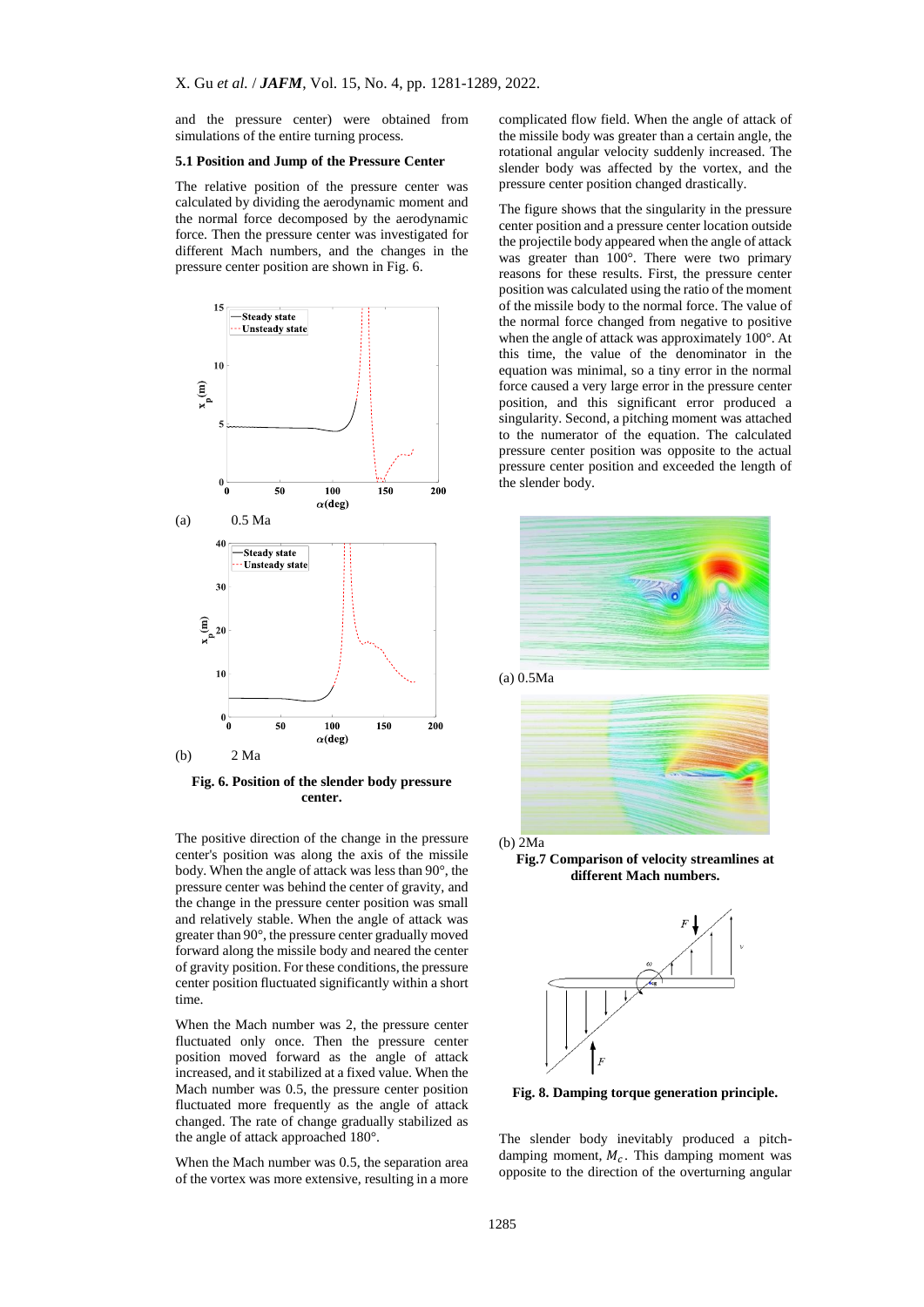and the pressure center) were obtained from simulations of the entire turning process.

### 5.1 Position and Jump of the Pressure Center

The relative position of the pressure center was calculated by dividing the aerodynamic moment and the normal force decomposed by the aerodynamic force. Then the pressure center was investigated for different Mach numbers, and the changes in the pressure center position are shown in Fig. 6.

(a) 0.5 Ma

(b) 2 Ma

**Fig. 6. Position of the slender body pressure center.**

The positive direction of the change in the pressure center's position was along the axis of the missile body. When the angle of attack was less than 90°, the pressure center was behind the center of gravity, and the change in the pressure center position was small and relatively stable. When the angle of attack was greater than 90°, the pressure center gradually moved forward along the missile body and neared the center of gravity position. For these conditions, the pressure center position fluctuated significantly within a short time.

When the Mach number was 2, the pressure center fluctuated only once. Then the pressure center position moved forward as the angle of attack increased, and it stabilized at a fixed value. When the Mach number was 0.5, the pressure center position fluctuated more frequently as the angle of attack changed. The rate of change gradually stabilized as the angle of attack approached 180°.

When the Mach number was 0.5, the separation area of the vortex was more extensive, resulting in a more complicated flow field. When the angle of attack of the missile body was greater than a certain angle, the rotational angular velocity suddenly increased. The slender body was affected by the vortex, and the pressure center position changed drastically.

The figure shows that the singularity in the pressure center position and a pressure center location outside the projectile body appeared when the angle of attack was greater than 100°. There were two primary reasons for these results. First, the pressure center position was calculated using the ratio of the moment of the missile body to the normal force. The value of the normal force changed from negative to positive when the angle of attack was approximately 100°. At this time, the value of the denominator in the equation was minimal, so a tiny error in the normal force caused a very large error in the pressure center position, and this significant error produced a singularity. Second, a pitching moment was attached to the numerator of the equation. The calculated pressure center position was opposite to the actual pressure center position and exceeded the length of the slender body.

(a) 0.5Ma

(b) 2Ma

**Fig.7 Comparison of velocity streamlines at different Mach numbers.**

**Fig. 8. Damping torque generation principle.**

The slender body inevitably produced a pitch-damping moment, $M_c$. This damping moment was opposite to the direction of the overturning angular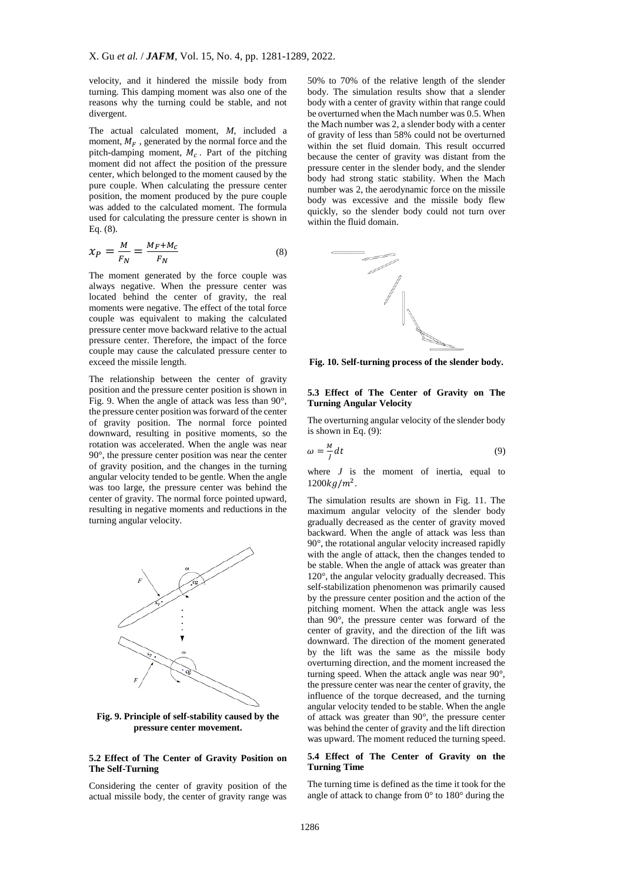velocity, and it hindered the missile body from turning. This damping moment was also one of the reasons why the turning could be stable, and not divergent.

The actual calculated moment, $M$, included a moment, $M_F$, generated by the normal force and the pitch-damping moment, $M_c$. Part of the pitching moment did not affect the position of the pressure center, which belonged to the moment caused by the pure couple. When calculating the pressure center position, the moment produced by the pure couple was added to the calculated moment. The formula used for calculating the pressure center is shown in Eq. (8).

$$x_P = \frac{M}{F_N} = \frac{M_F + M_C}{F_N} \tag{8}$$

The moment generated by the force couple was always negative. When the pressure center was located behind the center of gravity, the real moments were negative. The effect of the total force couple was equivalent to making the calculated pressure center move backward relative to the actual pressure center. Therefore, the impact of the force couple may cause the calculated pressure center to exceed the missile length.

The relationship between the center of gravity position and the pressure center position is shown in Fig. 9. When the angle of attack was less than 90°, the pressure center position was forward of the center of gravity position. The normal force pointed downward, resulting in positive moments, so the rotation was accelerated. When the angle was near 90°, the pressure center position was near the center of gravity position, and the changes in the turning angular velocity tended to be gentle. When the angle was too large, the pressure center was behind the center of gravity. The normal force pointed upward, resulting in negative moments and reductions in the turning angular velocity.

**Fig. 9. Principle of self-stability caused by the pressure center movement.**

### 5.2 Effect of The Center of Gravity Position on The Self-Turning

Considering the center of gravity position of the actual missile body, the center of gravity range was 50% to 70% of the relative length of the slender body. The simulation results show that a slender body with a center of gravity within that range could be overturned when the Mach number was 0.5. When the Mach number was 2, a slender body with a center of gravity of less than 58% could not be overturned within the set fluid domain. This result occurred because the center of gravity was distant from the pressure center in the slender body, and the slender body had strong static stability. When the Mach number was 2, the aerodynamic force on the missile body was excessive and the missile body flew quickly, so the slender body could not turn over within the fluid domain.

**Fig. 10. Self-turning process of the slender body.**

### 5.3 Effect of The Center of Gravity on The Turning Angular Velocity

The overturning angular velocity of the slender body is shown in Eq. (9):

$$\omega = \frac{M}{J} dt \tag{9}$$

where $J$ is the moment of inertia, equal to $1200 kg/m^2$.

The simulation results are shown in Fig. 11. The maximum angular velocity of the slender body gradually decreased as the center of gravity moved backward. When the angle of attack was less than 90°, the rotational angular velocity increased rapidly with the angle of attack, then the changes tended to be stable. When the angle of attack was greater than 120°, the angular velocity gradually decreased. This self-stabilization phenomenon was primarily caused by the pressure center position and the action of the pitching moment. When the attack angle was less than 90°, the pressure center was forward of the center of gravity, and the direction of the lift was downward. The direction of the moment generated by the lift was the same as the missile body overturning direction, and the moment increased the turning speed. When the attack angle was near 90°, the pressure center was near the center of gravity, the influence of the torque decreased, and the turning angular velocity tended to be stable. When the angle of attack was greater than 90°, the pressure center was behind the center of gravity and the lift direction was upward. The moment reduced the turning speed.

### 5.4 Effect of The Center of Gravity on the Turning Time

The turning time is defined as the time it took for the angle of attack to change from 0° to 180° during the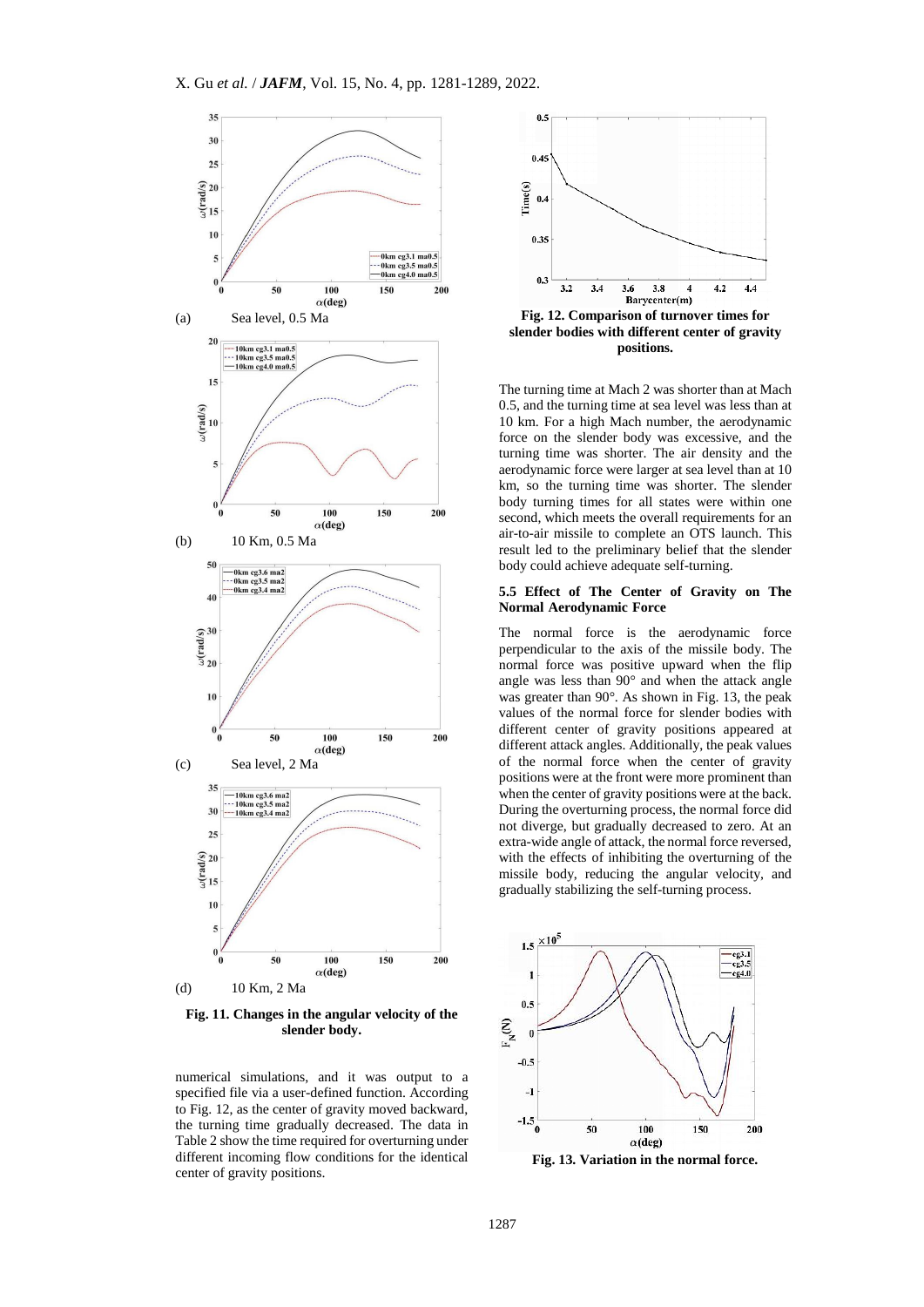(a) Sea level, 0.5 Ma

(b) 10 Km, 0.5 Ma

(c) Sea level, 2 Ma

(d) 10 Km, 2 Ma

**Fig. 11. Changes in the angular velocity of the slender body.**

numerical simulations, and it was output to a specified file via a user-defined function. According to Fig. 12, as the center of gravity moved backward, the turning time gradually decreased. The data in Table 2 show the time required for overturning under different incoming flow conditions for the identical center of gravity positions.

**Fig. 12. Comparison of turnover times for slender bodies with different center of gravity positions.**

The turning time at Mach 2 was shorter than at Mach 0.5, and the turning time at sea level was less than at 10 km. For a high Mach number, the aerodynamic force on the slender body was excessive, and the turning time was shorter. The air density and the aerodynamic force were larger at sea level than at 10 km, so the turning time was shorter. The slender body turning times for all states were within one second, which meets the overall requirements for an air-to-air missile to complete an OTS launch. This result led to the preliminary belief that the slender body could achieve adequate self-turning.

### 5.5 Effect of The Center of Gravity on The Normal Aerodynamic Force

The normal force is the aerodynamic force perpendicular to the axis of the missile body. The normal force was positive upward when the flip angle was less than 90° and when the attack angle was greater than 90°. As shown in Fig. 13, the peak values of the normal force for slender bodies with different center of gravity positions appeared at different attack angles. Additionally, the peak values of the normal force when the center of gravity positions were at the front were more prominent than when the center of gravity positions were at the back. During the overturning process, the normal force did not diverge, but gradually decreased to zero. At an extra-wide angle of attack, the normal force reversed, with the effects of inhibiting the overturning of the missile body, reducing the angular velocity, and gradually stabilizing the self-turning process.

**Fig. 13. Variation in the normal force.**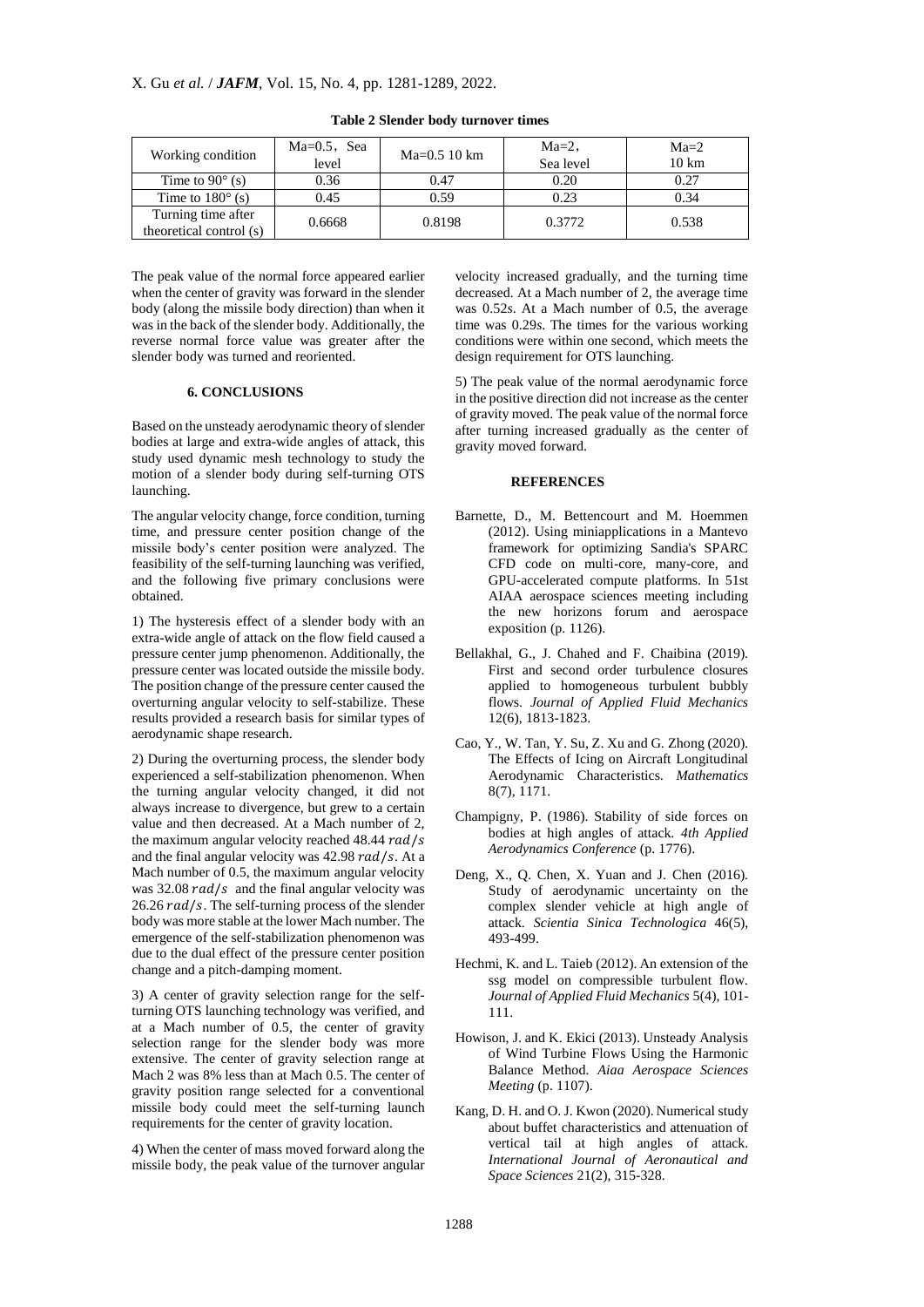**Table 2 Slender body turnover times**

| Working condition | Ma=0.5，Sea level | Ma=0.5 10 km | Ma=2，Sea level | Ma=2 10 km |
|---|---|---|---|---|
| Time to 90° (s) | 0.36 | 0.47 | 0.20 | 0.27 |
| Time to 180° (s) | 0.45 | 0.59 | 0.23 | 0.34 |
| Turning time after theoretical control (s) | 0.6668 | 0.8198 | 0.3772 | 0.538 |

The peak value of the normal force appeared earlier when the center of gravity was forward in the slender body (along the missile body direction) than when it was in the back of the slender body. Additionally, the reverse normal force value was greater after the slender body was turned and reoriented.

## 6. CONCLUSIONS

Based on the unsteady aerodynamic theory of slender bodies at large and extra-wide angles of attack, this study used dynamic mesh technology to study the motion of a slender body during self-turning OTS launching.

The angular velocity change, force condition, turning time, and pressure center position change of the missile body's center position were analyzed. The feasibility of the self-turning launching was verified, and the following five primary conclusions were obtained.

1) The hysteresis effect of a slender body with an extra-wide angle of attack on the flow field caused a pressure center jump phenomenon. Additionally, the pressure center was located outside the missile body. The position change of the pressure center caused the overturning angular velocity to self-stabilize. These results provided a research basis for similar types of aerodynamic shape research.

2) During the overturning process, the slender body experienced a self-stabilization phenomenon. When the turning angular velocity changed, it did not always increase to divergence, but grew to a certain value and then decreased. At a Mach number of 2, the maximum angular velocity reached 48.44 $rad/s$ and the final angular velocity was 42.98 $rad/s$. At a Mach number of 0.5, the maximum angular velocity was 32.08 $rad/s$ and the final angular velocity was 26.26 $rad/s$. The self-turning process of the slender body was more stable at the lower Mach number. The emergence of the self-stabilization phenomenon was due to the dual effect of the pressure center position change and a pitch-damping moment.

3) A center of gravity selection range for the self-turning OTS launching technology was verified, and at a Mach number of 0.5, the center of gravity selection range for the slender body was more extensive. The center of gravity selection range at Mach 2 was 8% less than at Mach 0.5. The center of gravity position range selected for a conventional missile body could meet the self-turning launch requirements for the center of gravity location.

4) When the center of mass moved forward along the missile body, the peak value of the turnover angular velocity increased gradually, and the turning time decreased. At a Mach number of 2, the average time was 0.52*s*. At a Mach number of 0.5, the average time was 0.29*s*. The times for the various working conditions were within one second, which meets the design requirement for OTS launching.

5) The peak value of the normal aerodynamic force in the positive direction did not increase as the center of gravity moved. The peak value of the normal force after turning increased gradually as the center of gravity moved forward.

## REFERENCES

Barnette, D., M. Bettencourt and M. Hoemmen (2012). Using miniapplications in a Mantevo framework for optimizing Sandia's SPARC CFD code on multi-core, many-core, and GPU-accelerated compute platforms. In 51st AIAA aerospace sciences meeting including the new horizons forum and aerospace exposition (p. 1126).

Bellakhal, G., J. Chahed and F. Chaibina (2019). First and second order turbulence closures applied to homogeneous turbulent bubbly flows. *Journal of Applied Fluid Mechanics* 12(6), 1813-1823.

Cao, Y., W. Tan, Y. Su, Z. Xu and G. Zhong (2020). The Effects of Icing on Aircraft Longitudinal Aerodynamic Characteristics. *Mathematics* 8(7), 1171.

Champigny, P. (1986). Stability of side forces on bodies at high angles of attack. *4th Applied Aerodynamics Conference* (p. 1776).

Deng, X., Q. Chen, X. Yuan and J. Chen (2016). Study of aerodynamic uncertainty on the complex slender vehicle at high angle of attack. *Scientia Sinica Technologica* 46(5), 493-499.

Hechmi, K. and L. Taieb (2012). An extension of the ssg model on compressible turbulent flow. *Journal of Applied Fluid Mechanics* 5(4), 101-111.

Howison, J. and K. Ekici (2013). Unsteady Analysis of Wind Turbine Flows Using the Harmonic Balance Method. *Aiaa Aerospace Sciences Meeting* (p. 1107).

Kang, D. H. and O. J. Kwon (2020). Numerical study about buffet characteristics and attenuation of vertical tail at high angles of attack. *International Journal of Aeronautical and Space Sciences* 21(2), 315-328.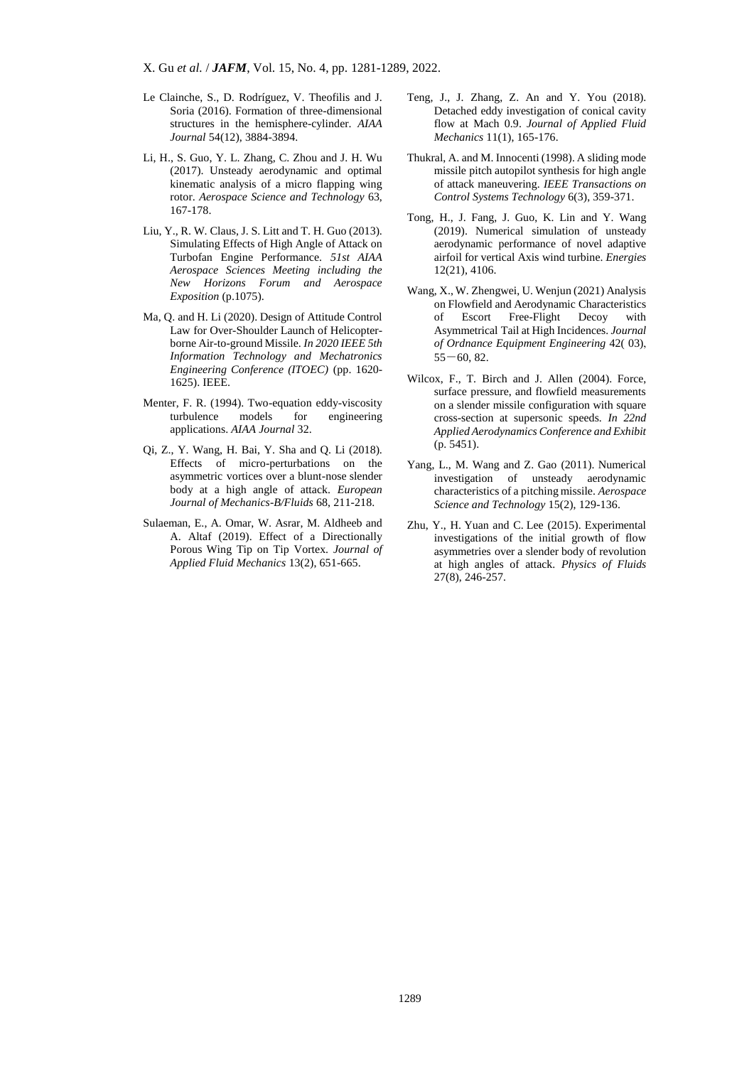Le Clainche, S., D. Rodríguez, V. Theofilis and J. Soria (2016). Formation of three-dimensional structures in the hemisphere-cylinder. *AIAA Journal* 54(12), 3884-3894.

Li, H., S. Guo, Y. L. Zhang, C. Zhou and J. H. Wu (2017). Unsteady aerodynamic and optimal kinematic analysis of a micro flapping wing rotor. *Aerospace Science and Technology* 63, 167-178.

Liu, Y., R. W. Claus, J. S. Litt and T. H. Guo (2013). Simulating Effects of High Angle of Attack on Turbofan Engine Performance. *51st AIAA Aerospace Sciences Meeting including the New Horizons Forum and Aerospace Exposition* (p.1075).

Ma, Q. and H. Li (2020). Design of Attitude Control Law for Over-Shoulder Launch of Helicopter-borne Air-to-ground Missile. *In 2020 IEEE 5th Information Technology and Mechatronics Engineering Conference (ITOEC)* (pp. 1620-1625). IEEE.

Menter, F. R. (1994). Two-equation eddy-viscosity turbulence models for engineering applications. *AIAA Journal* 32.

Qi, Z., Y. Wang, H. Bai, Y. Sha and Q. Li (2018). Effects of micro-perturbations on the asymmetric vortices over a blunt-nose slender body at a high angle of attack. *European Journal of Mechanics-B/Fluids* 68, 211-218.

Sulaeman, E., A. Omar, W. Asrar, M. Aldheeb and A. Altaf (2019). Effect of a Directionally Porous Wing Tip on Tip Vortex. *Journal of Applied Fluid Mechanics* 13(2), 651-665.

Teng, J., J. Zhang, Z. An and Y. You (2018). Detached eddy investigation of conical cavity flow at Mach 0.9. *Journal of Applied Fluid Mechanics* 11(1), 165-176.

Thukral, A. and M. Innocenti (1998). A sliding mode missile pitch autopilot synthesis for high angle of attack maneuvering. *IEEE Transactions on Control Systems Technology* 6(3), 359-371.

Tong, H., J. Fang, J. Guo, K. Lin and Y. Wang (2019). Numerical simulation of unsteady aerodynamic performance of novel adaptive airfoil for vertical Axis wind turbine. *Energies* 12(21), 4106.

Wang, X., W. Zhengwei, U. Wenjun (2021) Analysis on Flowfield and Aerodynamic Characteristics of Escort Free-Flight Decoy with Asymmetrical Tail at High Incidences. *Journal of Ordnance Equipment Engineering* 42( 03), 55－60, 82.

Wilcox, F., T. Birch and J. Allen (2004). Force, surface pressure, and flowfield measurements on a slender missile configuration with square cross-section at supersonic speeds. *In 22nd Applied Aerodynamics Conference and Exhibit* (p. 5451).

Yang, L., M. Wang and Z. Gao (2011). Numerical investigation of unsteady aerodynamic characteristics of a pitching missile. *Aerospace Science and Technology* 15(2), 129-136.

Zhu, Y., H. Yuan and C. Lee (2015). Experimental investigations of the initial growth of flow asymmetries over a slender body of revolution at high angles of attack. *Physics of Fluids* 27(8), 246-257.